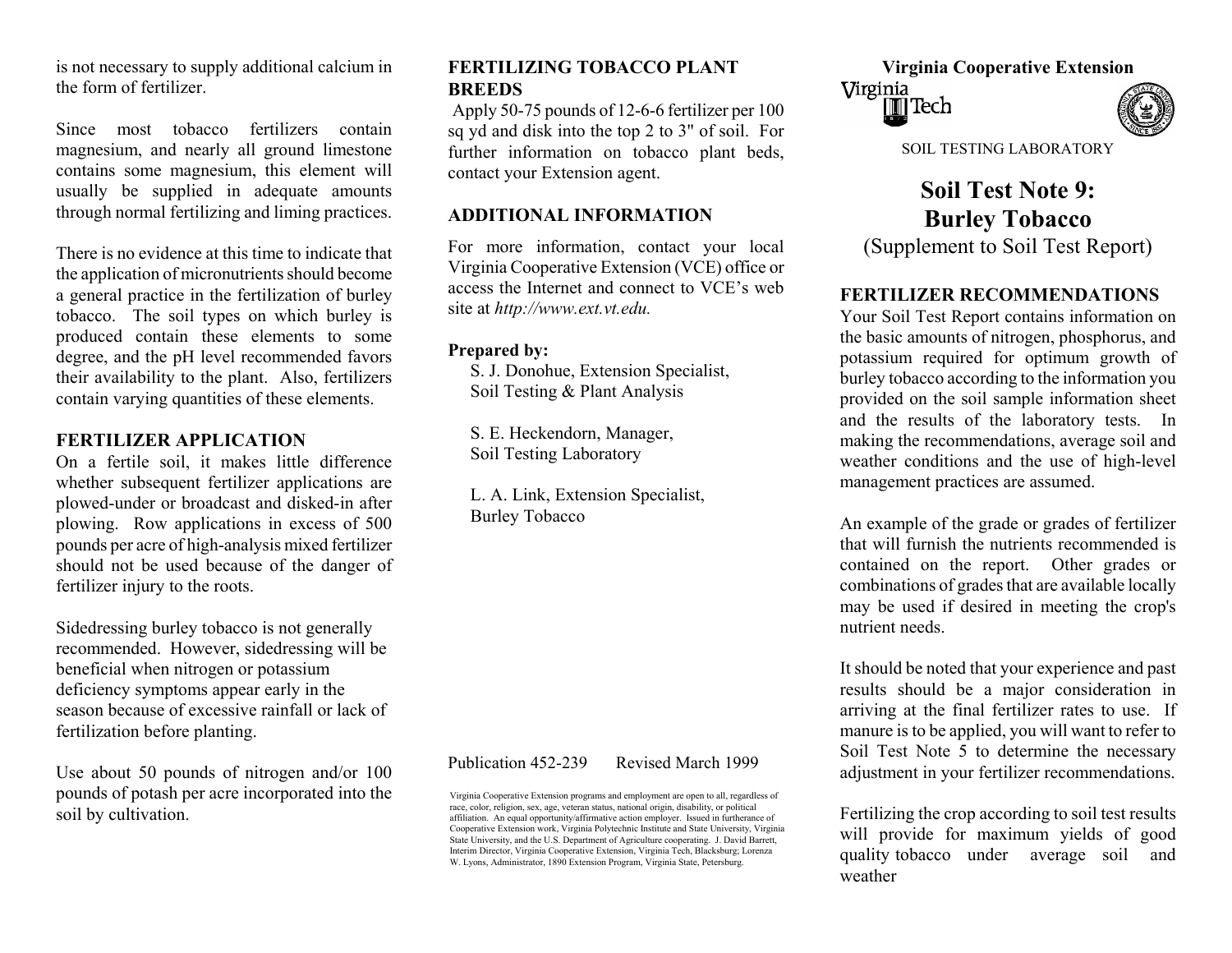**Virginia Cooperative Extension**

SOIL TESTING LABORATORY

# Soil Test Note 9: Burley Tobacco

(Supplement to Soil Test Report)

## FERTILIZER RECOMMENDATIONS

Your Soil Test Report contains information on the basic amounts of nitrogen, phosphorus, and potassium required for optimum growth of burley tobacco according to the information you provided on the soil sample information sheet and the results of the laboratory tests. In making the recommendations, average soil and weather conditions and the use of high-level management practices are assumed.

An example of the grade or grades of fertilizer that will furnish the nutrients recommended is contained on the report. Other grades or combinations of grades that are available locally may be used if desired in meeting the crop's nutrient needs.

It should be noted that your experience and past results should be a major consideration in arriving at the final fertilizer rates to use. If manure is to be applied, you will want to refer to Soil Test Note 5 to determine the necessary adjustment in your fertilizer recommendations.

Fertilizing the crop according to soil test results will provide for maximum yields of good quality tobacco under average soil and weather

is not necessary to supply additional calcium in the form of fertilizer.

Since most tobacco fertilizers contain magnesium, and nearly all ground limestone contains some magnesium, this element will usually be supplied in adequate amounts through normal fertilizing and liming practices.

There is no evidence at this time to indicate that the application of micronutrients should become a general practice in the fertilization of burley tobacco. The soil types on which burley is produced contain these elements to some degree, and the pH level recommended favors their availability to the plant. Also, fertilizers contain varying quantities of these elements.

## FERTILIZER APPLICATION

On a fertile soil, it makes little difference whether subsequent fertilizer applications are plowed-under or broadcast and disked-in after plowing. Row applications in excess of 500 pounds per acre of high-analysis mixed fertilizer should not be used because of the danger of fertilizer injury to the roots.

Sidedressing burley tobacco is not generally recommended. However, sidedressing will be beneficial when nitrogen or potassium deficiency symptoms appear early in the season because of excessive rainfall or lack of fertilization before planting.

Use about 50 pounds of nitrogen and/or 100 pounds of potash per acre incorporated into the soil by cultivation.

## FERTILIZING TOBACCO PLANT BREEDS

Apply 50-75 pounds of 12-6-6 fertilizer per 100 sq yd and disk into the top 2 to 3" of soil. For further information on tobacco plant beds, contact your Extension agent.

## ADDITIONAL INFORMATION

For more information, contact your local Virginia Cooperative Extension (VCE) office or access the Internet and connect to VCE's web site at *http://www.ext.vt.edu.*

**Prepared by:**

S. J. Donohue, Extension Specialist,
Soil Testing & Plant Analysis

S. E. Heckendorn, Manager,
Soil Testing Laboratory

L. A. Link, Extension Specialist,
Burley Tobacco

Publication 452-239 Revised March 1999

Virginia Cooperative Extension programs and employment are open to all, regardless of race, color, religion, sex, age, veteran status, national origin, disability, or political affiliation. An equal opportunity/affirmative action employer. Issued in furtherance of Cooperative Extension work, Virginia Polytechnic Institute and State University, Virginia State University, and the U.S. Department of Agriculture cooperating. J. David Barrett, Interim Director, Virginia Cooperative Extension, Virginia Tech, Blacksburg; Lorenza W. Lyons, Administrator, 1890 Extension Program, Virginia State, Petersburg.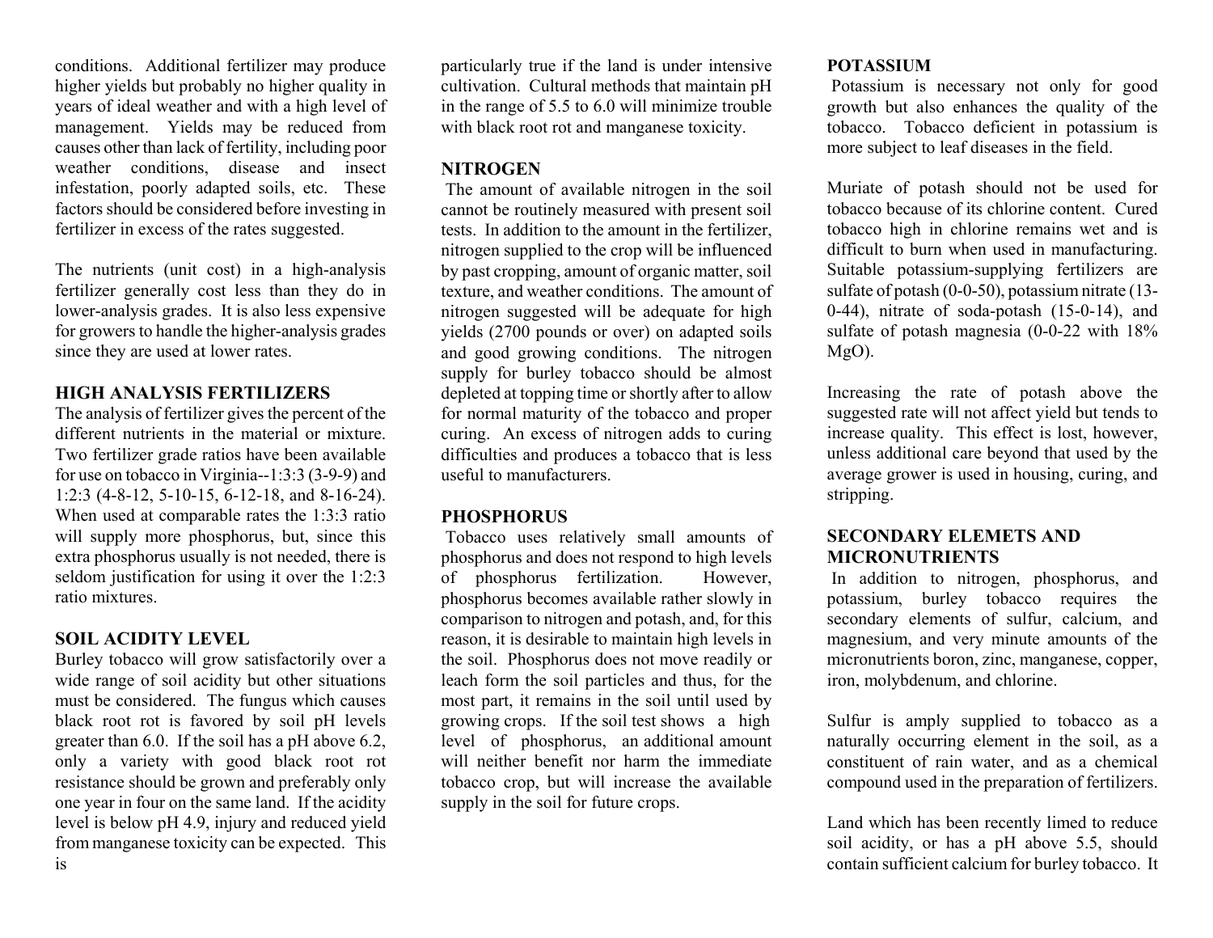conditions. Additional fertilizer may produce higher yields but probably no higher quality in years of ideal weather and with a high level of management. Yields may be reduced from causes other than lack of fertility, including poor weather conditions, disease and insect infestation, poorly adapted soils, etc. These factors should be considered before investing in fertilizer in excess of the rates suggested.

The nutrients (unit cost) in a high-analysis fertilizer generally cost less than they do in lower-analysis grades. It is also less expensive for growers to handle the higher-analysis grades since they are used at lower rates.

## HIGH ANALYSIS FERTILIZERS

The analysis of fertilizer gives the percent of the different nutrients in the material or mixture. Two fertilizer grade ratios have been available for use on tobacco in Virginia--1:3:3 (3-9-9) and 1:2:3 (4-8-12, 5-10-15, 6-12-18, and 8-16-24). When used at comparable rates the 1:3:3 ratio will supply more phosphorus, but, since this extra phosphorus usually is not needed, there is seldom justification for using it over the 1:2:3 ratio mixtures.

## SOIL ACIDITY LEVEL

Burley tobacco will grow satisfactorily over a wide range of soil acidity but other situations must be considered. The fungus which causes black root rot is favored by soil pH levels greater than 6.0. If the soil has a pH above 6.2, only a variety with good black root rot resistance should be grown and preferably only one year in four on the same land. If the acidity level is below pH 4.9, injury and reduced yield from manganese toxicity can be expected. This is particularly true if the land is under intensive cultivation. Cultural methods that maintain pH in the range of 5.5 to 6.0 will minimize trouble with black root rot and manganese toxicity.

## NITROGEN

The amount of available nitrogen in the soil cannot be routinely measured with present soil tests. In addition to the amount in the fertilizer, nitrogen supplied to the crop will be influenced by past cropping, amount of organic matter, soil texture, and weather conditions. The amount of nitrogen suggested will be adequate for high yields (2700 pounds or over) on adapted soils and good growing conditions. The nitrogen supply for burley tobacco should be almost depleted at topping time or shortly after to allow for normal maturity of the tobacco and proper curing. An excess of nitrogen adds to curing difficulties and produces a tobacco that is less useful to manufacturers.

## PHOSPHORUS

Tobacco uses relatively small amounts of phosphorus and does not respond to high levels of phosphorus fertilization. However, phosphorus becomes available rather slowly in comparison to nitrogen and potash, and, for this reason, it is desirable to maintain high levels in the soil. Phosphorus does not move readily or leach form the soil particles and thus, for the most part, it remains in the soil until used by growing crops. If the soil test shows a high level of phosphorus, an additional amount will neither benefit nor harm the immediate tobacco crop, but will increase the available supply in the soil for future crops.

## POTASSIUM

Potassium is necessary not only for good growth but also enhances the quality of the tobacco. Tobacco deficient in potassium is more subject to leaf diseases in the field.

Muriate of potash should not be used for tobacco because of its chlorine content. Cured tobacco high in chlorine remains wet and is difficult to burn when used in manufacturing. Suitable potassium-supplying fertilizers are sulfate of potash (0-0-50), potassium nitrate (13-0-44), nitrate of soda-potash (15-0-14), and sulfate of potash magnesia (0-0-22 with 18% MgO).

Increasing the rate of potash above the suggested rate will not affect yield but tends to increase quality. This effect is lost, however, unless additional care beyond that used by the average grower is used in housing, curing, and stripping.

## SECONDARY ELEMETS AND MICRONUTRIENTS

In addition to nitrogen, phosphorus, and potassium, burley tobacco requires the secondary elements of sulfur, calcium, and magnesium, and very minute amounts of the micronutrients boron, zinc, manganese, copper, iron, molybdenum, and chlorine.

Sulfur is amply supplied to tobacco as a naturally occurring element in the soil, as a constituent of rain water, and as a chemical compound used in the preparation of fertilizers.

Land which has been recently limed to reduce soil acidity, or has a pH above 5.5, should contain sufficient calcium for burley tobacco. It